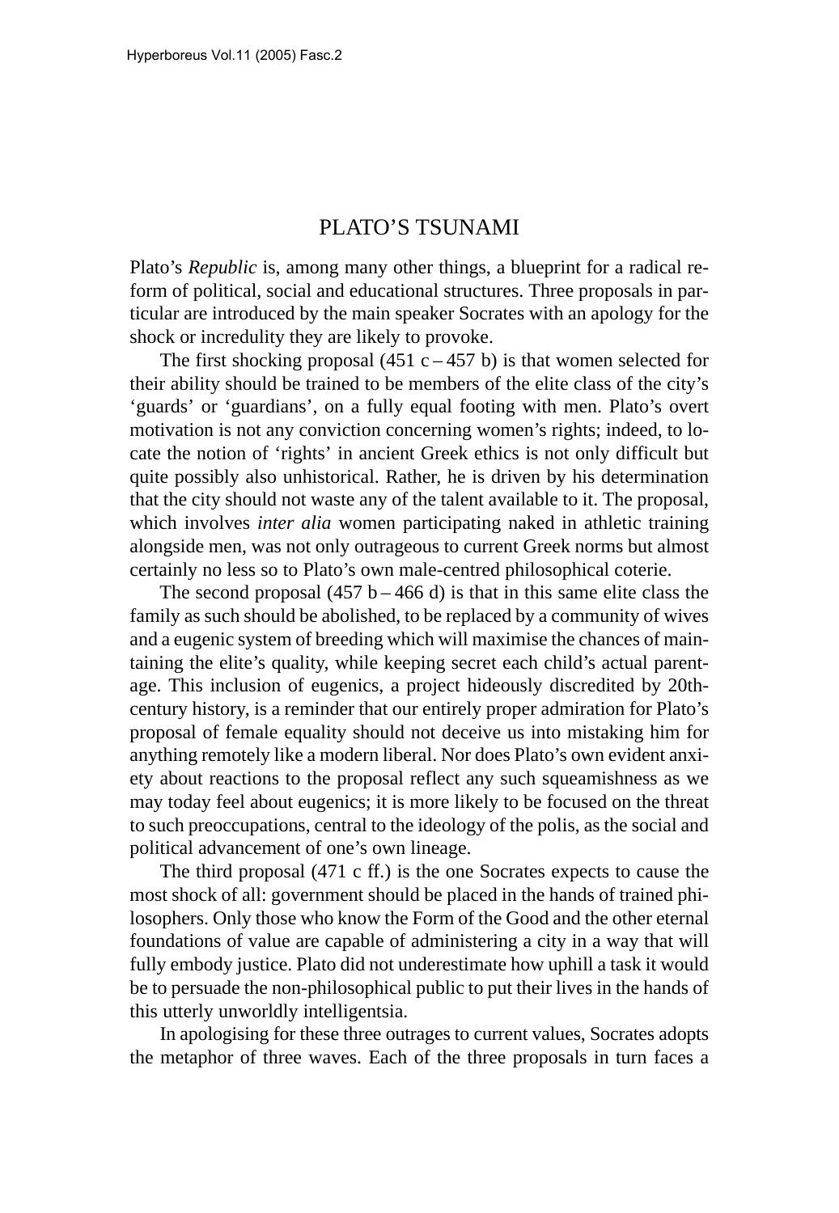# PLATO'S TSUNAMI

Plato's *Republic* is, among many other things, a blueprint for a radical reform of political, social and educational structures. Three proposals in particular are introduced by the main speaker Socrates with an apology for the shock or incredulity they are likely to provoke.

The first shocking proposal (451 c – 457 b) is that women selected for their ability should be trained to be members of the elite class of the city's 'guards' or 'guardians', on a fully equal footing with men. Plato's overt motivation is not any conviction concerning women's rights; indeed, to locate the notion of 'rights' in ancient Greek ethics is not only difficult but quite possibly also unhistorical. Rather, he is driven by his determination that the city should not waste any of the talent available to it. The proposal, which involves *inter alia* women participating naked in athletic training alongside men, was not only outrageous to current Greek norms but almost certainly no less so to Plato's own male-centred philosophical coterie.

The second proposal (457 b – 466 d) is that in this same elite class the family as such should be abolished, to be replaced by a community of wives and a eugenic system of breeding which will maximise the chances of maintaining the elite's quality, while keeping secret each child's actual parentage. This inclusion of eugenics, a project hideously discredited by 20th-century history, is a reminder that our entirely proper admiration for Plato's proposal of female equality should not deceive us into mistaking him for anything remotely like a modern liberal. Nor does Plato's own evident anxiety about reactions to the proposal reflect any such squeamishness as we may today feel about eugenics; it is more likely to be focused on the threat to such preoccupations, central to the ideology of the polis, as the social and political advancement of one's own lineage.

The third proposal (471 c ff.) is the one Socrates expects to cause the most shock of all: government should be placed in the hands of trained philosophers. Only those who know the Form of the Good and the other eternal foundations of value are capable of administering a city in a way that will fully embody justice. Plato did not underestimate how uphill a task it would be to persuade the non-philosophical public to put their lives in the hands of this utterly unworldly intelligentsia.

In apologising for these three outrages to current values, Socrates adopts the metaphor of three waves. Each of the three proposals in turn faces a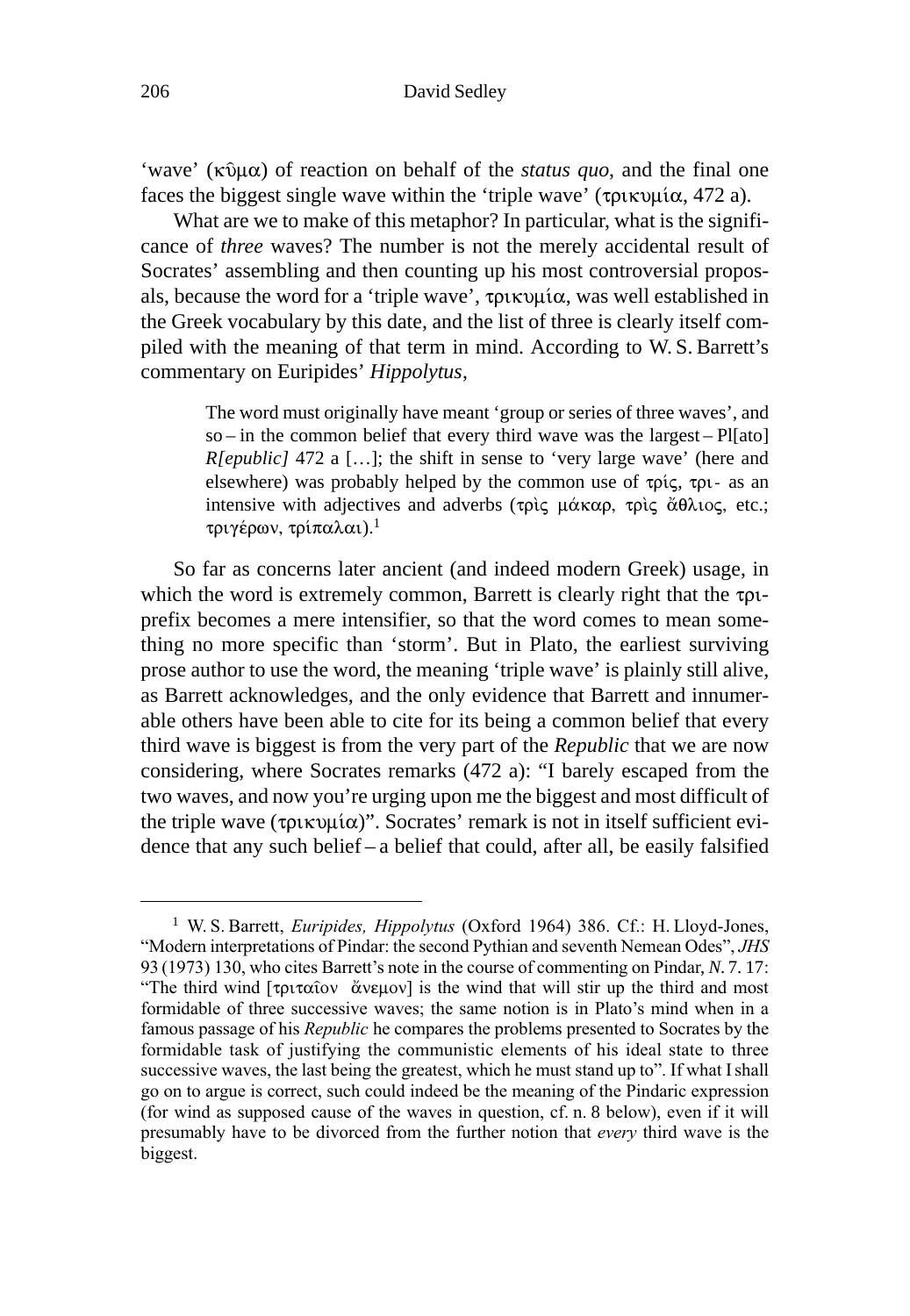'wave' (κῦμα) of reaction on behalf of the *status quo*, and the final one faces the biggest single wave within the 'triple wave' (τρικυμία, 472 a).

What are we to make of this metaphor? In particular, what is the significance of *three* waves? The number is not the merely accidental result of Socrates' assembling and then counting up his most controversial proposals, because the word for a 'triple wave', τρικυμία, was well established in the Greek vocabulary by this date, and the list of three is clearly itself compiled with the meaning of that term in mind. According to W. S. Barrett's commentary on Euripides' *Hippolytus*,

> The word must originally have meant 'group or series of three waves', and so – in the common belief that every third wave was the largest – Pl[ato] *R[epublic]* 472 a […]; the shift in sense to 'very large wave' (here and elsewhere) was probably helped by the common use of τρίς, τρι- as an intensive with adjectives and adverbs (τρὶς μάκαρ, τρὶς ἄθλιος, etc.; τριγέρων, τρίπαλαι).[1]

So far as concerns later ancient (and indeed modern Greek) usage, in which the word is extremely common, Barrett is clearly right that the τρι- prefix becomes a mere intensifier, so that the word comes to mean something no more specific than 'storm'. But in Plato, the earliest surviving prose author to use the word, the meaning 'triple wave' is plainly still alive, as Barrett acknowledges, and the only evidence that Barrett and innumerable others have been able to cite for its being a common belief that every third wave is biggest is from the very part of the *Republic* that we are now considering, where Socrates remarks (472 a): "I barely escaped from the two waves, and now you're urging upon me the biggest and most difficult of the triple wave (τρικυμία)". Socrates' remark is not in itself sufficient evidence that any such belief – a belief that could, after all, be easily falsified

---

[1] W. S. Barrett, *Euripides, Hippolytus* (Oxford 1964) 386. Cf.: H. Lloyd-Jones, "Modern interpretations of Pindar: the second Pythian and seventh Nemean Odes", *JHS* 93 (1973) 130, who cites Barrett's note in the course of commenting on Pindar, *N*. 7. 17: "The third wind [τριταῖον ἄνεμον] is the wind that will stir up the third and most formidable of three successive waves; the same notion is in Plato's mind when in a famous passage of his *Republic* he compares the problems presented to Socrates by the formidable task of justifying the communistic elements of his ideal state to three successive waves, the last being the greatest, which he must stand up to". If what I shall go on to argue is correct, such could indeed be the meaning of the Pindaric expression (for wind as supposed cause of the waves in question, cf. n. 8 below), even if it will presumably have to be divorced from the further notion that *every* third wave is the biggest.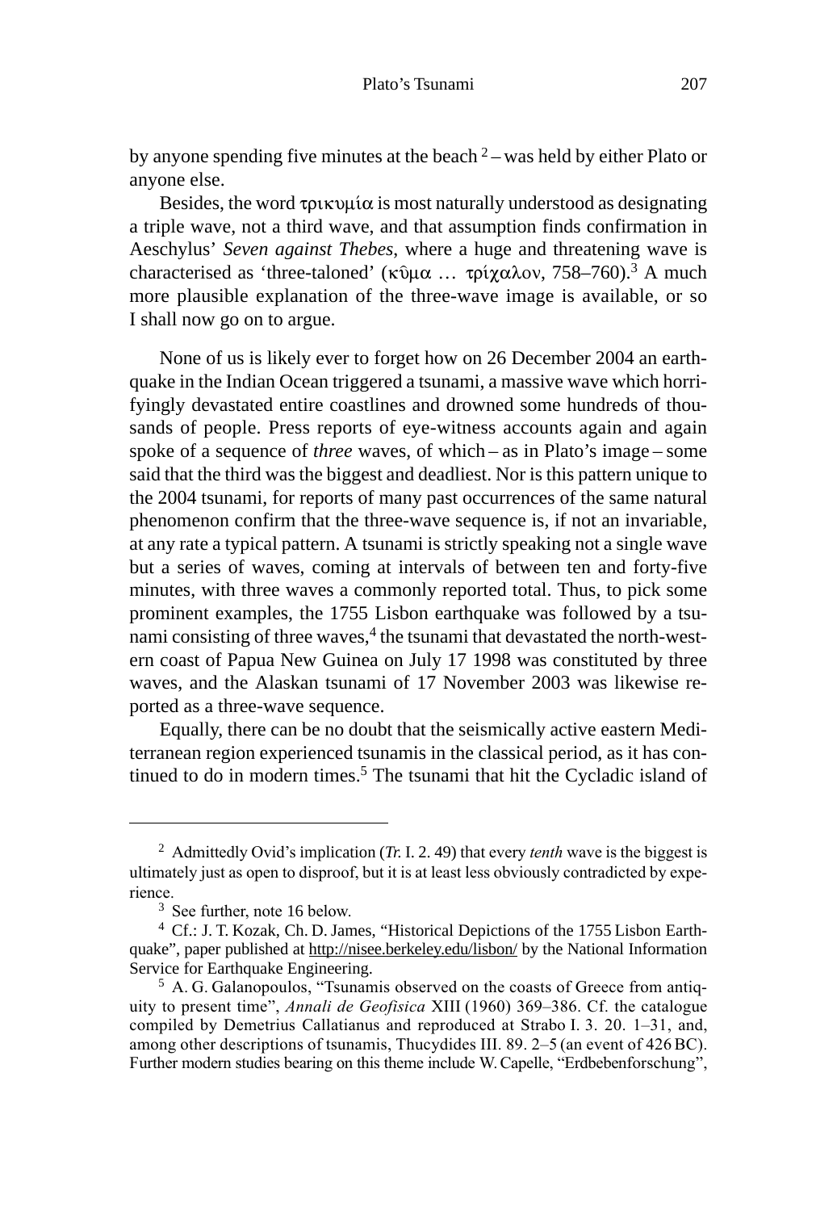by anyone spending five minutes at the beach [2] – was held by either Plato or anyone else.

Besides, the word τρικυμία is most naturally understood as designating a triple wave, not a third wave, and that assumption finds confirmation in Aeschylus' *Seven against Thebes*, where a huge and threatening wave is characterised as 'three-taloned' (κῦμα … τρίχαλον, 758–760).[3] A much more plausible explanation of the three-wave image is available, or so I shall now go on to argue.

None of us is likely ever to forget how on 26 December 2004 an earthquake in the Indian Ocean triggered a tsunami, a massive wave which horrifyingly devastated entire coastlines and drowned some hundreds of thousands of people. Press reports of eye-witness accounts again and again spoke of a sequence of *three* waves, of which – as in Plato's image – some said that the third was the biggest and deadliest. Nor is this pattern unique to the 2004 tsunami, for reports of many past occurrences of the same natural phenomenon confirm that the three-wave sequence is, if not an invariable, at any rate a typical pattern. A tsunami is strictly speaking not a single wave but a series of waves, coming at intervals of between ten and forty-five minutes, with three waves a commonly reported total. Thus, to pick some prominent examples, the 1755 Lisbon earthquake was followed by a tsunami consisting of three waves,[4] the tsunami that devastated the north-western coast of Papua New Guinea on July 17 1998 was constituted by three waves, and the Alaskan tsunami of 17 November 2003 was likewise reported as a three-wave sequence.

Equally, there can be no doubt that the seismically active eastern Mediterranean region experienced tsunamis in the classical period, as it has continued to do in modern times.[5] The tsunami that hit the Cycladic island of

---

[2] Admittedly Ovid's implication (*Tr.* I. 2. 49) that every *tenth* wave is the biggest is ultimately just as open to disproof, but it is at least less obviously contradicted by experience.

[3] See further, note 16 below.

[4] Cf.: J. T. Kozak, Ch. D. James, "Historical Depictions of the 1755 Lisbon Earthquake", paper published at http://nisee.berkeley.edu/lisbon/ by the National Information Service for Earthquake Engineering.

[5] A. G. Galanopoulos, "Tsunamis observed on the coasts of Greece from antiquity to present time", *Annali de Geofisica* XIII (1960) 369–386. Cf. the catalogue compiled by Demetrius Callatianus and reproduced at Strabo I. 3. 20. 1–31, and, among other descriptions of tsunamis, Thucydides III. 89. 2–5 (an event of 426 BC). Further modern studies bearing on this theme include W. Capelle, "Erdbebenforschung",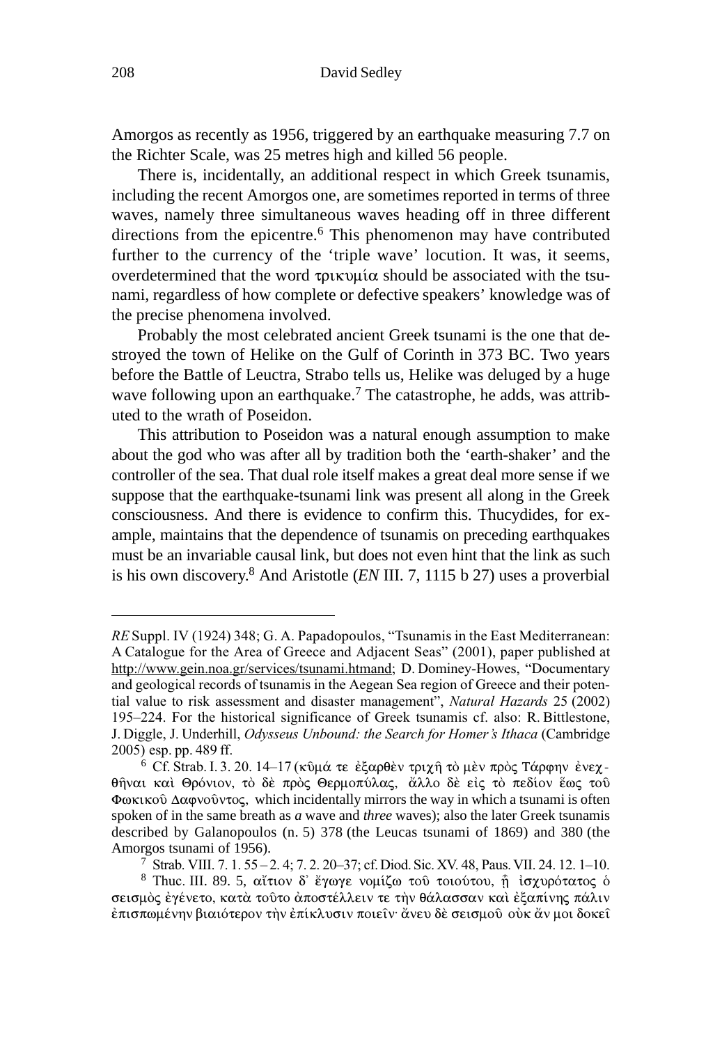Amorgos as recently as 1956, triggered by an earthquake measuring 7.7 on the Richter Scale, was 25 metres high and killed 56 people.

There is, incidentally, an additional respect in which Greek tsunamis, including the recent Amorgos one, are sometimes reported in terms of three waves, namely three simultaneous waves heading off in three different directions from the epicentre.[6] This phenomenon may have contributed further to the currency of the 'triple wave' locution. It was, it seems, overdetermined that the word τρικυμία should be associated with the tsunami, regardless of how complete or defective speakers' knowledge was of the precise phenomena involved.

Probably the most celebrated ancient Greek tsunami is the one that destroyed the town of Helike on the Gulf of Corinth in 373 BC. Two years before the Battle of Leuctra, Strabo tells us, Helike was deluged by a huge wave following upon an earthquake.[7] The catastrophe, he adds, was attributed to the wrath of Poseidon.

This attribution to Poseidon was a natural enough assumption to make about the god who was after all by tradition both the 'earth-shaker' and the controller of the sea. That dual role itself makes a great deal more sense if we suppose that the earthquake-tsunami link was present all along in the Greek consciousness. And there is evidence to confirm this. Thucydides, for example, maintains that the dependence of tsunamis on preceding earthquakes must be an invariable causal link, but does not even hint that the link as such is his own discovery.[8] And Aristotle (*EN* III. 7, 1115 b 27) uses a proverbial

---

*RE* Suppl. IV (1924) 348; G. A. Papadopoulos, "Tsunamis in the East Mediterranean: A Catalogue for the Area of Greece and Adjacent Seas" (2001), paper published at http://www.gein.noa.gr/services/tsunami.htmand; D. Dominey-Howes, "Documentary and geological records of tsunamis in the Aegean Sea region of Greece and their potential value to risk assessment and disaster management", *Natural Hazards* 25 (2002) 195–224. For the historical significance of Greek tsunamis cf. also: R. Bittlestone, J. Diggle, J. Underhill, *Odysseus Unbound: the Search for Homer's Ithaca* (Cambridge 2005) esp. pp. 489 ff.

[6] Cf. Strab. I. 3. 20. 14–17 (κῦμά τε ἐξαρθὲν τριχῇ τὸ μὲν πρὸς Τάρφην ἐνεχθῆναι καὶ Θρόνιον, τὸ δὲ πρὸς Θερμοπύλας, ἄλλο δὲ εἰς τὸ πεδίον ἕως τοῦ Φωκικοῦ Δαφνοῦντος, which incidentally mirrors the way in which a tsunami is often spoken of in the same breath as *a* wave and *three* waves); also the later Greek tsunamis described by Galanopoulos (n. 5) 378 (the Leucas tsunami of 1869) and 380 (the Amorgos tsunami of 1956).

[7] Strab. VIII. 7. 1. 55 – 2. 4; 7. 2. 20–37; cf. Diod. Sic. XV. 48, Paus. VII. 24. 12. 1–10.

[8] Thuc. III. 89. 5, αἴτιον δ᾽ ἔγωγε νομίζω τοῦ τοιούτου, ᾗ ἰσχυρότατος ὁ σεισμὸς ἐγένετο, κατὰ τοῦτο ἀποστέλλειν τε τὴν θάλασσαν καὶ ἐξαπίνης πάλιν ἐπισπωμένην βιαιότερον τὴν ἐπίκλυσιν ποιεῖν· ἄνευ δὲ σεισμοῦ οὐκ ἄν μοι δοκεῖ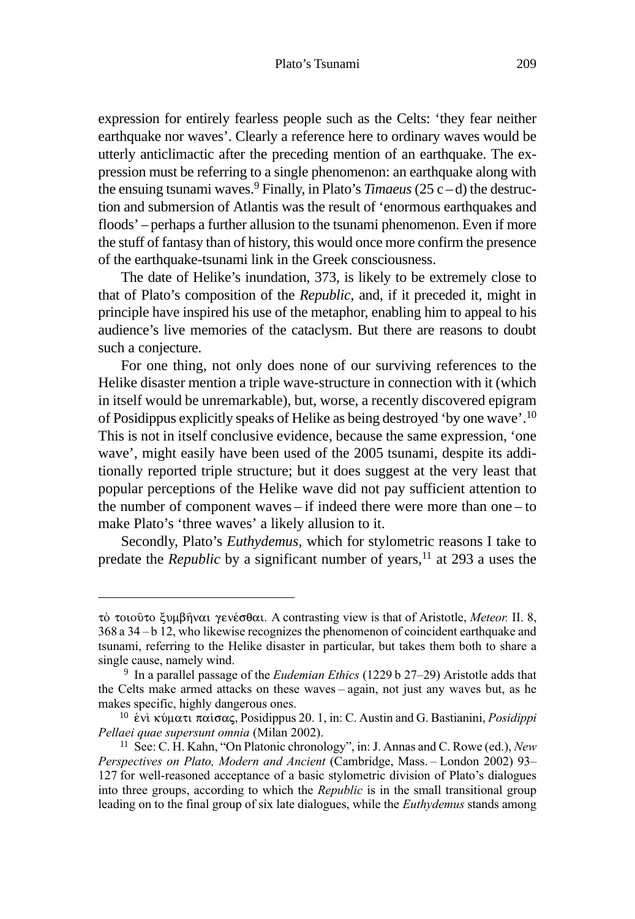expression for entirely fearless people such as the Celts: 'they fear neither earthquake nor waves'. Clearly a reference here to ordinary waves would be utterly anticlimactic after the preceding mention of an earthquake. The expression must be referring to a single phenomenon: an earthquake along with the ensuing tsunami waves.[9] Finally, in Plato's *Timaeus* (25 c – d) the destruction and submersion of Atlantis was the result of 'enormous earthquakes and floods' – perhaps a further allusion to the tsunami phenomenon. Even if more the stuff of fantasy than of history, this would once more confirm the presence of the earthquake-tsunami link in the Greek consciousness.

The date of Helike's inundation, 373, is likely to be extremely close to that of Plato's composition of the *Republic*, and, if it preceded it, might in principle have inspired his use of the metaphor, enabling him to appeal to his audience's live memories of the cataclysm. But there are reasons to doubt such a conjecture.

For one thing, not only does none of our surviving references to the Helike disaster mention a triple wave-structure in connection with it (which in itself would be unremarkable), but, worse, a recently discovered epigram of Posidippus explicitly speaks of Helike as being destroyed 'by one wave'.[10] This is not in itself conclusive evidence, because the same expression, 'one wave', might easily have been used of the 2005 tsunami, despite its additionally reported triple structure; but it does suggest at the very least that popular perceptions of the Helike wave did not pay sufficient attention to the number of component waves – if indeed there were more than one – to make Plato's 'three waves' a likely allusion to it.

Secondly, Plato's *Euthydemus*, which for stylometric reasons I take to predate the *Republic* by a significant number of years,[11] at 293 a uses the

---

τὸ τοιοῦτο ξυμβῆναι γενέσθαι. A contrasting view is that of Aristotle, *Meteor.* II. 8, 368 a 34 – b 12, who likewise recognizes the phenomenon of coincident earthquake and tsunami, referring to the Helike disaster in particular, but takes them both to share a single cause, namely wind.

[9] In a parallel passage of the *Eudemian Ethics* (1229 b 27–29) Aristotle adds that the Celts make armed attacks on these waves – again, not just any waves but, as he makes specific, highly dangerous ones.

[10] ἑνὶ κύματι παίσας, Posidippus 20. 1, in: C. Austin and G. Bastianini, *Posidippi Pellaei quae supersunt omnia* (Milan 2002).

[11] See: C. H. Kahn, "On Platonic chronology", in: J. Annas and C. Rowe (ed.), *New Perspectives on Plato, Modern and Ancient* (Cambridge, Mass. – London 2002) 93–127 for well-reasoned acceptance of a basic stylometric division of Plato's dialogues into three groups, according to which the *Republic* is in the small transitional group leading on to the final group of six late dialogues, while the *Euthydemus* stands among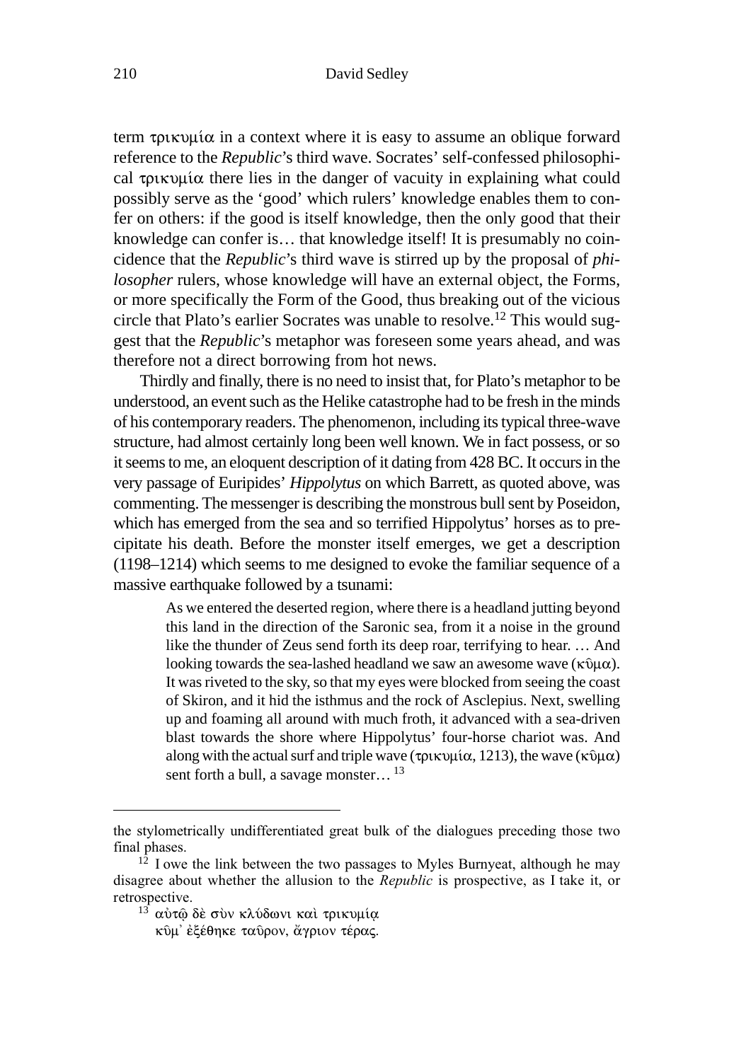term τρικυμία in a context where it is easy to assume an oblique forward reference to the *Republic*'s third wave. Socrates' self-confessed philosophical τρικυμία there lies in the danger of vacuity in explaining what could possibly serve as the 'good' which rulers' knowledge enables them to confer on others: if the good is itself knowledge, then the only good that their knowledge can confer is… that knowledge itself! It is presumably no coincidence that the *Republic*'s third wave is stirred up by the proposal of *philosopher* rulers, whose knowledge will have an external object, the Forms, or more specifically the Form of the Good, thus breaking out of the vicious circle that Plato's earlier Socrates was unable to resolve.[12] This would suggest that the *Republic*'s metaphor was foreseen some years ahead, and was therefore not a direct borrowing from hot news.

Thirdly and finally, there is no need to insist that, for Plato's metaphor to be understood, an event such as the Helike catastrophe had to be fresh in the minds of his contemporary readers. The phenomenon, including its typical three-wave structure, had almost certainly long been well known. We in fact possess, or so it seems to me, an eloquent description of it dating from 428 BC. It occurs in the very passage of Euripides' *Hippolytus* on which Barrett, as quoted above, was commenting. The messenger is describing the monstrous bull sent by Poseidon, which has emerged from the sea and so terrified Hippolytus' horses as to precipitate his death. Before the monster itself emerges, we get a description (1198–1214) which seems to me designed to evoke the familiar sequence of a massive earthquake followed by a tsunami:

> As we entered the deserted region, where there is a headland jutting beyond this land in the direction of the Saronic sea, from it a noise in the ground like the thunder of Zeus send forth its deep roar, terrifying to hear. … And looking towards the sea-lashed headland we saw an awesome wave (κῦμα). It was riveted to the sky, so that my eyes were blocked from seeing the coast of Skiron, and it hid the isthmus and the rock of Asclepius. Next, swelling up and foaming all around with much froth, it advanced with a sea-driven blast towards the shore where Hippolytus' four-horse chariot was. And along with the actual surf and triple wave (τρικυμία, 1213), the wave (κῦμα) sent forth a bull, a savage monster… [13]

---

the stylometrically undifferentiated great bulk of the dialogues preceding those two final phases.

[12] I owe the link between the two passages to Myles Burnyeat, although he may disagree about whether the allusion to the *Republic* is prospective, as I take it, or retrospective.

[13] αὐτῷ δὲ σὺν κλύδωνι καὶ τρικυμίᾳ
κῦμ᾽ ἐξέθηκε ταῦρον, ἄγριον τέρας.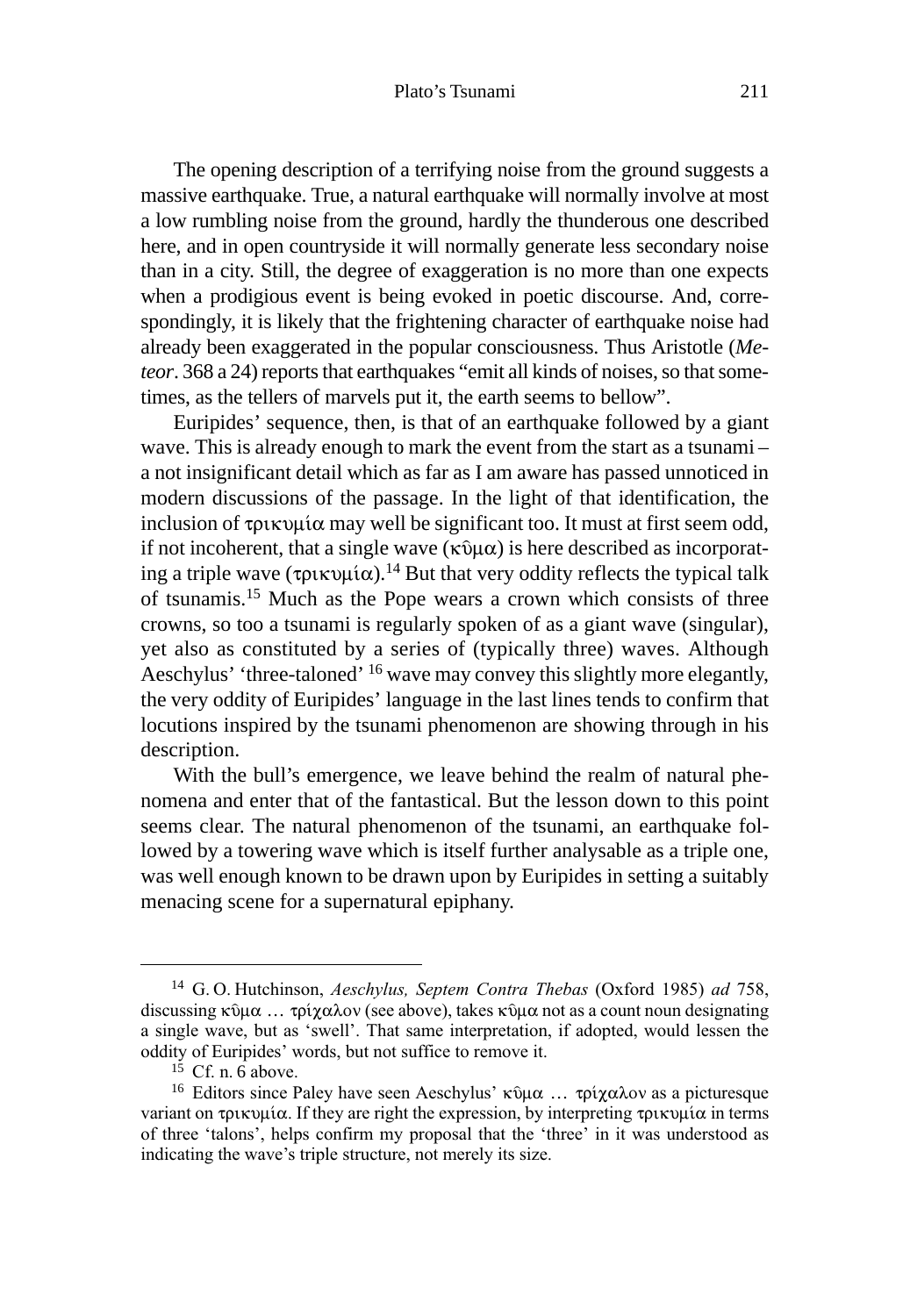The opening description of a terrifying noise from the ground suggests a massive earthquake. True, a natural earthquake will normally involve at most a low rumbling noise from the ground, hardly the thunderous one described here, and in open countryside it will normally generate less secondary noise than in a city. Still, the degree of exaggeration is no more than one expects when a prodigious event is being evoked in poetic discourse. And, correspondingly, it is likely that the frightening character of earthquake noise had already been exaggerated in the popular consciousness. Thus Aristotle (*Meteor*. 368 a 24) reports that earthquakes "emit all kinds of noises, so that sometimes, as the tellers of marvels put it, the earth seems to bellow".

Euripides' sequence, then, is that of an earthquake followed by a giant wave. This is already enough to mark the event from the start as a tsunami – a not insignificant detail which as far as I am aware has passed unnoticed in modern discussions of the passage. In the light of that identification, the inclusion of τρικυμία may well be significant too. It must at first seem odd, if not incoherent, that a single wave (κῦμα) is here described as incorporating a triple wave (τρικυμία).[14] But that very oddity reflects the typical talk of tsunamis.[15] Much as the Pope wears a crown which consists of three crowns, so too a tsunami is regularly spoken of as a giant wave (singular), yet also as constituted by a series of (typically three) waves. Although Aeschylus' 'three-taloned' [16] wave may convey this slightly more elegantly, the very oddity of Euripides' language in the last lines tends to confirm that locutions inspired by the tsunami phenomenon are showing through in his description.

With the bull's emergence, we leave behind the realm of natural phenomena and enter that of the fantastical. But the lesson down to this point seems clear. The natural phenomenon of the tsunami, an earthquake followed by a towering wave which is itself further analysable as a triple one, was well enough known to be drawn upon by Euripides in setting a suitably menacing scene for a supernatural epiphany.

---

[14] G. O. Hutchinson, *Aeschylus, Septem Contra Thebas* (Oxford 1985) *ad* 758, discussing κῦμα … τρίχαλον (see above), takes κῦμα not as a count noun designating a single wave, but as 'swell'. That same interpretation, if adopted, would lessen the oddity of Euripides' words, but not suffice to remove it.

[15] Cf. n. 6 above.

[16] Editors since Paley have seen Aeschylus' κῦμα … τρίχαλον as a picturesque variant on τρικυμία. If they are right the expression, by interpreting τρικυμία in terms of three 'talons', helps confirm my proposal that the 'three' in it was understood as indicating the wave's triple structure, not merely its size.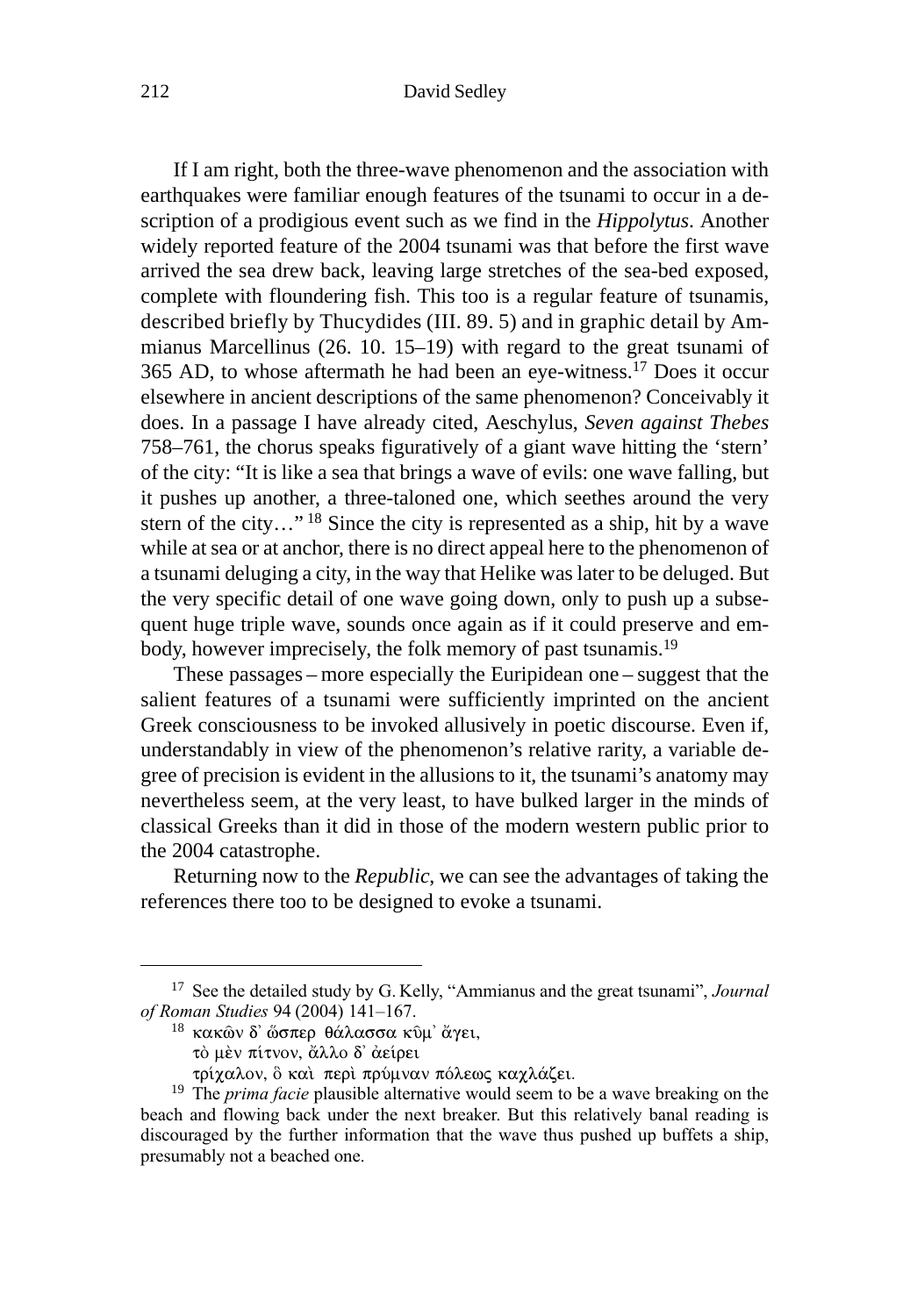If I am right, both the three-wave phenomenon and the association with earthquakes were familiar enough features of the tsunami to occur in a description of a prodigious event such as we find in the *Hippolytus*. Another widely reported feature of the 2004 tsunami was that before the first wave arrived the sea drew back, leaving large stretches of the sea-bed exposed, complete with floundering fish. This too is a regular feature of tsunamis, described briefly by Thucydides (III. 89. 5) and in graphic detail by Ammianus Marcellinus (26. 10. 15–19) with regard to the great tsunami of 365 AD, to whose aftermath he had been an eye-witness.[17] Does it occur elsewhere in ancient descriptions of the same phenomenon? Conceivably it does. In a passage I have already cited, Aeschylus, *Seven against Thebes* 758–761, the chorus speaks figuratively of a giant wave hitting the 'stern' of the city: "It is like a sea that brings a wave of evils: one wave falling, but it pushes up another, a three-taloned one, which seethes around the very stern of the city…" [18] Since the city is represented as a ship, hit by a wave while at sea or at anchor, there is no direct appeal here to the phenomenon of a tsunami deluging a city, in the way that Helike was later to be deluged. But the very specific detail of one wave going down, only to push up a subsequent huge triple wave, sounds once again as if it could preserve and embody, however imprecisely, the folk memory of past tsunamis.[19]

These passages – more especially the Euripidean one – suggest that the salient features of a tsunami were sufficiently imprinted on the ancient Greek consciousness to be invoked allusively in poetic discourse. Even if, understandably in view of the phenomenon's relative rarity, a variable degree of precision is evident in the allusions to it, the tsunami's anatomy may nevertheless seem, at the very least, to have bulked larger in the minds of classical Greeks than it did in those of the modern western public prior to the 2004 catastrophe.

Returning now to the *Republic*, we can see the advantages of taking the references there too to be designed to evoke a tsunami.

---

[17] See the detailed study by G. Kelly, "Ammianus and the great tsunami", *Journal of Roman Studies* 94 (2004) 141–167.

[18] κακῶν δ' ὥσπερ θάλασσα κῦμ' ἄγει,
τὸ μὲν πίτνον, ἄλλο δ' ἀείρει
τρίχαλον, ὃ καὶ περὶ πρύμναν πόλεως καχλάζει.

[19] The *prima facie* plausible alternative would seem to be a wave breaking on the beach and flowing back under the next breaker. But this relatively banal reading is discouraged by the further information that the wave thus pushed up buffets a ship, presumably not a beached one.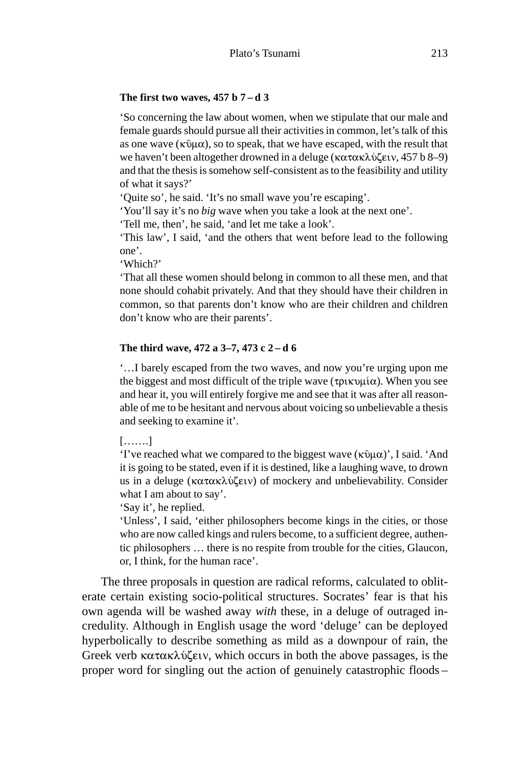**The first two waves, 457 b 7 – d 3**

> 'So concerning the law about women, when we stipulate that our male and female guards should pursue all their activities in common, let's talk of this as one wave (κῦμα), so to speak, that we have escaped, with the result that we haven't been altogether drowned in a deluge (κατακλύζειν, 457 b 8–9) and that the thesis is somehow self-consistent as to the feasibility and utility of what it says?'
>
> 'Quite so', he said. 'It's no small wave you're escaping'.
>
> 'You'll say it's no *big* wave when you take a look at the next one'.
>
> 'Tell me, then', he said, 'and let me take a look'.
>
> 'This law', I said, 'and the others that went before lead to the following one'.
>
> 'Which?'
>
> 'That all these women should belong in common to all these men, and that none should cohabit privately. And that they should have their children in common, so that parents don't know who are their children and children don't know who are their parents'.

**The third wave, 472 a 3–7, 473 c 2 – d 6**

> '…I barely escaped from the two waves, and now you're urging upon me the biggest and most difficult of the triple wave (τρικυμία). When you see and hear it, you will entirely forgive me and see that it was after all reasonable of me to be hesitant and nervous about voicing so unbelievable a thesis and seeking to examine it'.
>
> […….]
>
> 'I've reached what we compared to the biggest wave (κῦμα)', I said. 'And it is going to be stated, even if it is destined, like a laughing wave, to drown us in a deluge (κατακλύζειν) of mockery and unbelievability. Consider what I am about to say'.
>
> 'Say it', he replied.
>
> 'Unless', I said, 'either philosophers become kings in the cities, or those who are now called kings and rulers become, to a sufficient degree, authentic philosophers … there is no respite from trouble for the cities, Glaucon, or, I think, for the human race'.

The three proposals in question are radical reforms, calculated to obliterate certain existing socio-political structures. Socrates' fear is that his own agenda will be washed away *with* these, in a deluge of outraged incredulity. Although in English usage the word 'deluge' can be deployed hyperbolically to describe something as mild as a downpour of rain, the Greek verb κατακλύζειν, which occurs in both the above passages, is the proper word for singling out the action of genuinely catastrophic floods –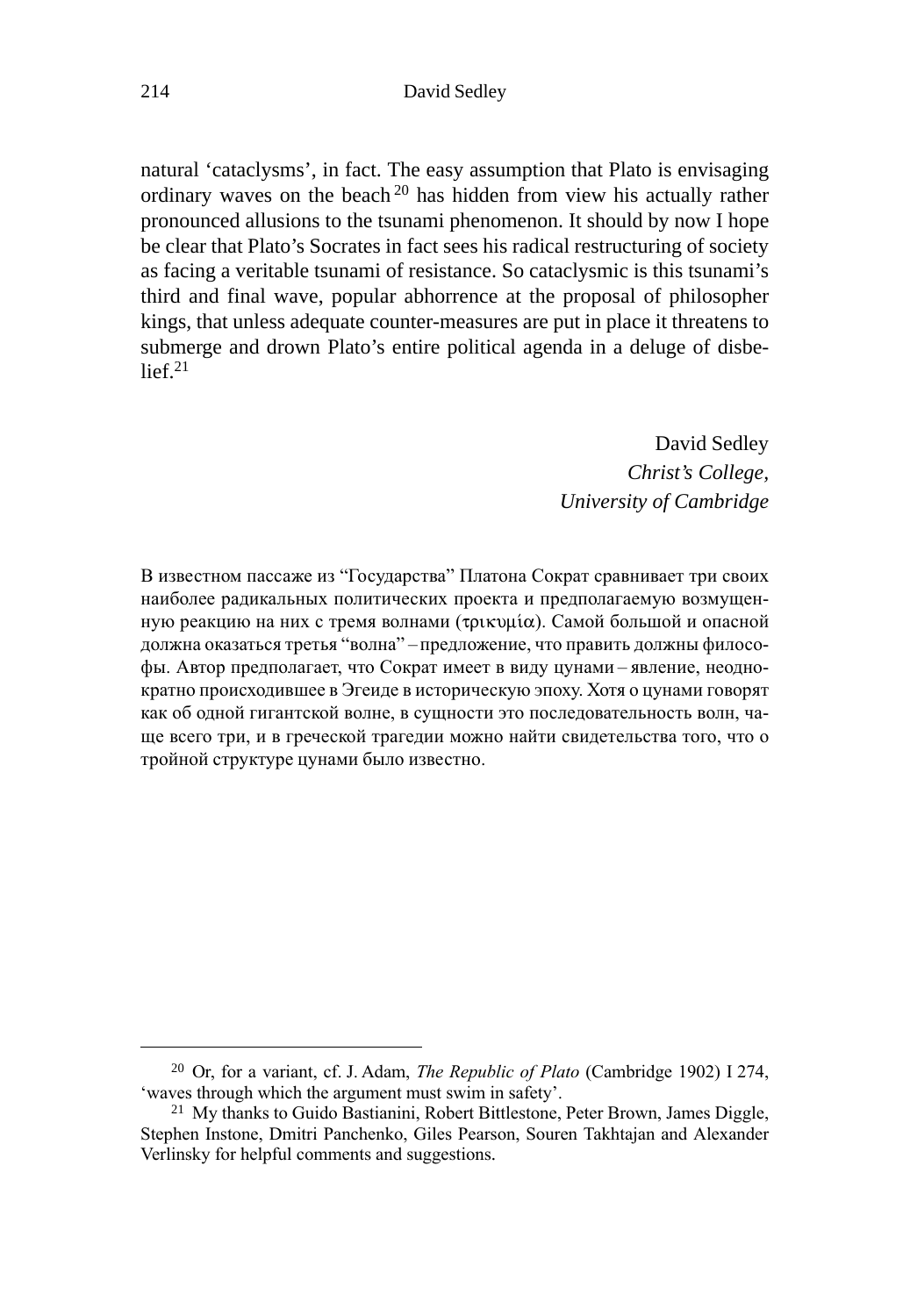natural 'cataclysms', in fact. The easy assumption that Plato is envisaging ordinary waves on the beach[20] has hidden from view his actually rather pronounced allusions to the tsunami phenomenon. It should by now I hope be clear that Plato's Socrates in fact sees his radical restructuring of society as facing a veritable tsunami of resistance. So cataclysmic is this tsunami's third and final wave, popular abhorrence at the proposal of philosopher kings, that unless adequate counter-measures are put in place it threatens to submerge and drown Plato's entire political agenda in a deluge of disbelief.[21]

David Sedley
*Christ's College,*
*University of Cambridge*

В известном пассаже из "Государства" Платона Сократ сравнивает три своих наиболее радикальных политических проекта и предполагаемую возмущенную реакцию на них с тремя волнами (τρικυμία). Самой большой и опасной должна оказаться третья "волна" – предложение, что править должны философы. Автор предполагает, что Сократ имеет в виду цунами – явление, неоднократно происходившее в Эгеиде в историческую эпоху. Хотя о цунами говорят как об одной гигантской волне, в сущности это последовательность волн, чаще всего три, и в греческой трагедии можно найти свидетельства того, что о тройной структуре цунами было известно.

---

[20] Or, for a variant, cf. J. Adam, *The Republic of Plato* (Cambridge 1902) I 274, 'waves through which the argument must swim in safety'.

[21] My thanks to Guido Bastianini, Robert Bittlestone, Peter Brown, James Diggle, Stephen Instone, Dmitri Panchenko, Giles Pearson, Souren Takhtajan and Alexander Verlinsky for helpful comments and suggestions.